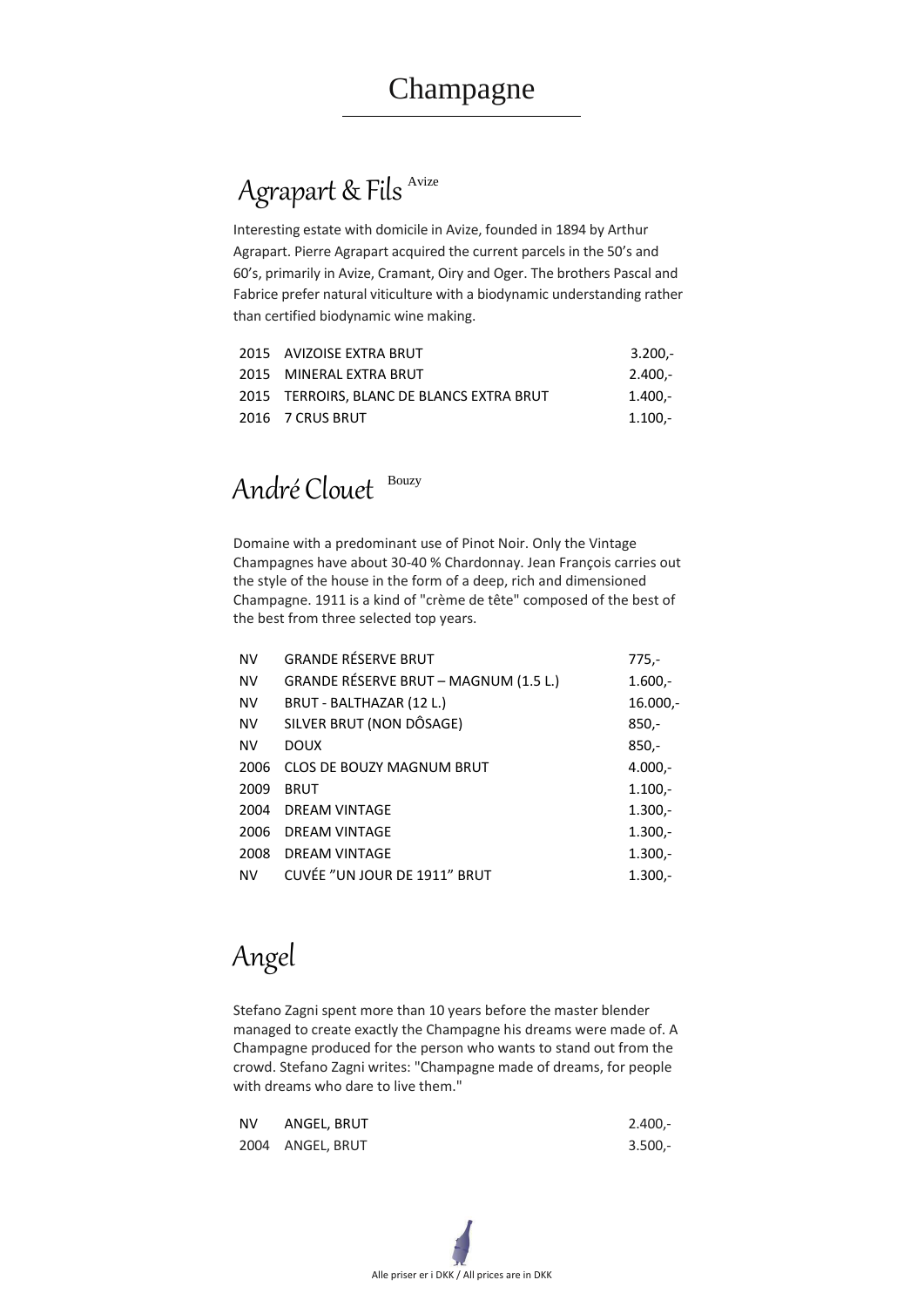# Champagne

## Agrapart & Fils Avize

Interesting estate with domicile in Avize, founded in 1894 by Arthur Agrapart. Pierre Agrapart acquired the current parcels in the 50's and 60's, primarily in Avize, Cramant, Oiry and Oger. The brothers Pascal and Fabrice prefer natural viticulture with a biodynamic understanding rather than certified biodynamic wine making.

| | | |
|---|---|---|
| 2015 | AVIZOISE EXTRA BRUT | 3.200,- |
| 2015 | MINERAL EXTRA BRUT | 2.400,- |
| 2015 | TERROIRS, BLANC DE BLANCS EXTRA BRUT | 1.400,- |
| 2016 | 7 CRUS BRUT | 1.100,- |

## André Clouet Bouzy

Domaine with a predominant use of Pinot Noir. Only the Vintage Champagnes have about 30-40 % Chardonnay. Jean François carries out the style of the house in the form of a deep, rich and dimensioned Champagne. 1911 is a kind of "crème de tête" composed of the best of the best from three selected top years.

| | | |
|---|---|---|
| NV | GRANDE RÉSERVE BRUT | 775,- |
| NV | GRANDE RÉSERVE BRUT – MAGNUM (1.5 L.) | 1.600,- |
| NV | BRUT - BALTHAZAR (12 L.) | 16.000,- |
| NV | SILVER BRUT (NON DÔSAGE) | 850,- |
| NV | DOUX | 850,- |
| 2006 | CLOS DE BOUZY MAGNUM BRUT | 4.000,- |
| 2009 | BRUT | 1.100,- |
| 2004 | DREAM VINTAGE | 1.300,- |
| 2006 | DREAM VINTAGE | 1.300,- |
| 2008 | DREAM VINTAGE | 1.300,- |
| NV | CUVÉE "UN JOUR DE 1911" BRUT | 1.300,- |

## Angel

Stefano Zagni spent more than 10 years before the master blender managed to create exactly the Champagne his dreams were made of. A Champagne produced for the person who wants to stand out from the crowd. Stefano Zagni writes: "Champagne made of dreams, for people with dreams who dare to live them."

| | | |
|---|---|---|
| NV | ANGEL, BRUT | 2.400,- |
| 2004 | ANGEL, BRUT | 3.500,- |

Alle priser er i DKK / All prices are in DKK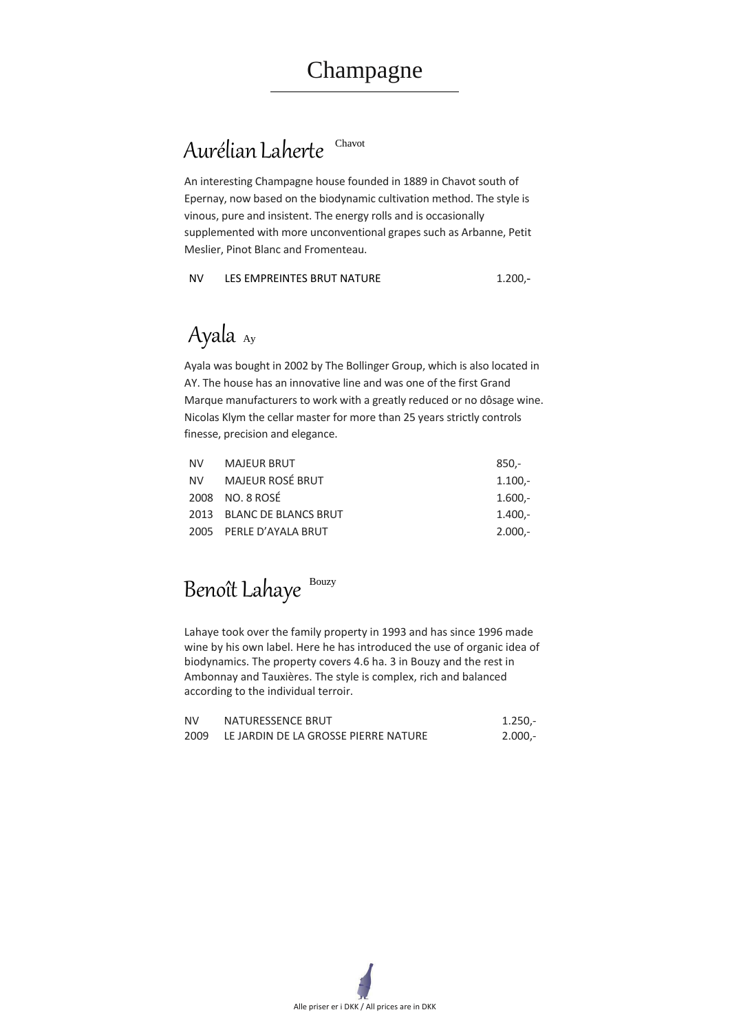# Champagne

## Aurélian Laherte Chavot

An interesting Champagne house founded in 1889 in Chavot south of Epernay, now based on the biodynamic cultivation method. The style is vinous, pure and insistent. The energy rolls and is occasionally supplemented with more unconventional grapes such as Arbanne, Petit Meslier, Pinot Blanc and Fromenteau.

| | | |
|---|---|---|
| NV | LES EMPREINTES BRUT NATURE | 1.200,- |

## Ayala Ay

Ayala was bought in 2002 by The Bollinger Group, which is also located in AY. The house has an innovative line and was one of the first Grand Marque manufacturers to work with a greatly reduced or no dôsage wine. Nicolas Klym the cellar master for more than 25 years strictly controls finesse, precision and elegance.

| | | |
|---|---|---|
| NV | MAJEUR BRUT | 850,- |
| NV | MAJEUR ROSÉ BRUT | 1.100,- |
| 2008 | NO. 8 ROSÉ | 1.600,- |
| 2013 | BLANC DE BLANCS BRUT | 1.400,- |
| 2005 | PERLE D'AYALA BRUT | 2.000,- |

## Benoît Lahaye Bouzy

Lahaye took over the family property in 1993 and has since 1996 made wine by his own label. Here he has introduced the use of organic idea of biodynamics. The property covers 4.6 ha. 3 in Bouzy and the rest in Ambonnay and Tauxières. The style is complex, rich and balanced according to the individual terroir.

| | | |
|---|---|---|
| NV | NATURESSENCE BRUT | 1.250,- |
| 2009 | LE JARDIN DE LA GROSSE PIERRE NATURE | 2.000,- |

Alle priser er i DKK / All prices are in DKK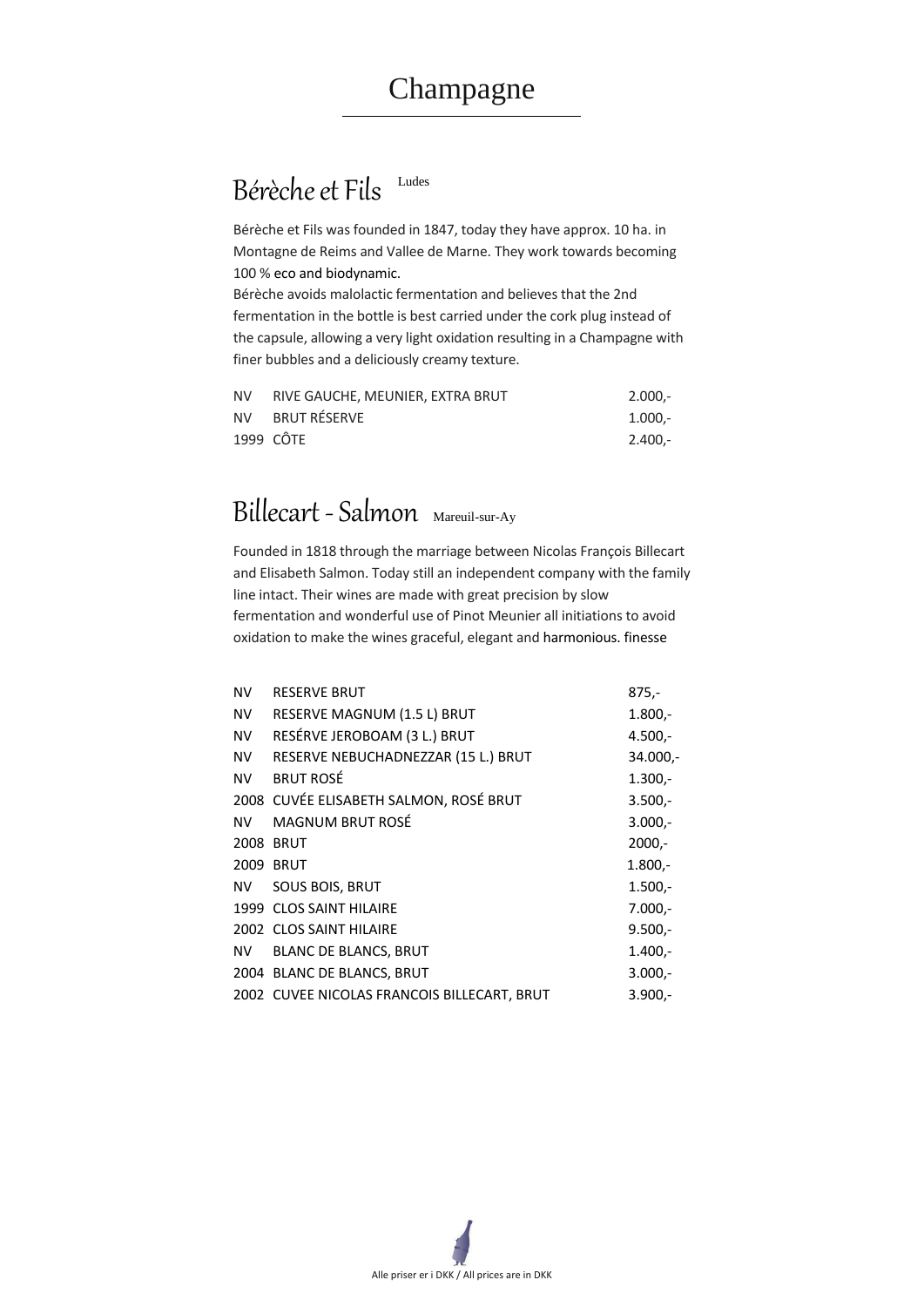# Champagne

## Bérèche et Fils Ludes

Bérèche et Fils was founded in 1847, today they have approx. 10 ha. in Montagne de Reims and Vallee de Marne. They work towards becoming 100 % eco and biodynamic.
Bérèche avoids malolactic fermentation and believes that the 2nd fermentation in the bottle is best carried under the cork plug instead of the capsule, allowing a very light oxidation resulting in a Champagne with finer bubbles and a deliciously creamy texture.

| | | |
|---|---|---|
| NV | RIVE GAUCHE, MEUNIER, EXTRA BRUT | 2.000,- |
| NV | BRUT RÉSERVE | 1.000,- |
| 1999 | CÔTE | 2.400,- |

## Billecart - Salmon Mareuil-sur-Ay

Founded in 1818 through the marriage between Nicolas François Billecart and Elisabeth Salmon. Today still an independent company with the family line intact. Their wines are made with great precision by slow fermentation and wonderful use of Pinot Meunier all initiations to avoid oxidation to make the wines graceful, elegant and harmonious. finesse

| | | |
|---|---|---|
| NV | RESERVE BRUT | 875,- |
| NV | RESERVE MAGNUM (1.5 L) BRUT | 1.800,- |
| NV | RESÉRVE JEROBOAM (3 L.) BRUT | 4.500,- |
| NV | RESERVE NEBUCHADNEZZAR (15 L.) BRUT | 34.000,- |
| NV | BRUT ROSÉ | 1.300,- |
| 2008 | CUVÉE ELISABETH SALMON, ROSÉ BRUT | 3.500,- |
| NV | MAGNUM BRUT ROSÉ | 3.000,- |
| 2008 | BRUT | 2000,- |
| 2009 | BRUT | 1.800,- |
| NV | SOUS BOIS, BRUT | 1.500,- |
| 1999 | CLOS SAINT HILAIRE | 7.000,- |
| 2002 | CLOS SAINT HILAIRE | 9.500,- |
| NV | BLANC DE BLANCS, BRUT | 1.400,- |
| 2004 | BLANC DE BLANCS, BRUT | 3.000,- |
| 2002 | CUVEE NICOLAS FRANCOIS BILLECART, BRUT | 3.900,- |

Alle priser er i DKK / All prices are in DKK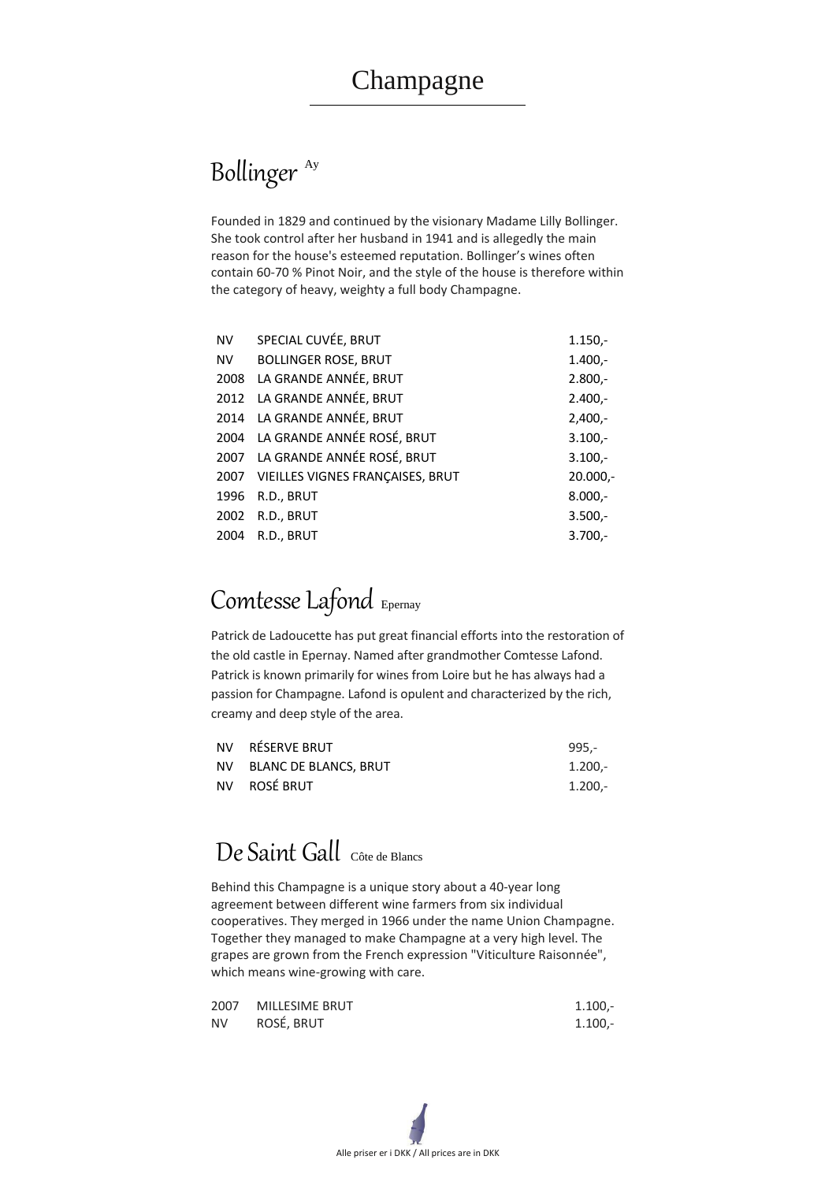# Champagne

## Bollinger Ay

Founded in 1829 and continued by the visionary Madame Lilly Bollinger. She took control after her husband in 1941 and is allegedly the main reason for the house's esteemed reputation. Bollinger's wines often contain 60-70 % Pinot Noir, and the style of the house is therefore within the category of heavy, weighty a full body Champagne.

| | | |
|---|---|---|
| NV | SPECIAL CUVÉE, BRUT | 1.150,- |
| NV | BOLLINGER ROSE, BRUT | 1.400,- |
| 2008 | LA GRANDE ANNÉE, BRUT | 2.800,- |
| 2012 | LA GRANDE ANNÉE, BRUT | 2.400,- |
| 2014 | LA GRANDE ANNÉE, BRUT | 2,400,- |
| 2004 | LA GRANDE ANNÉE ROSÉ, BRUT | 3.100,- |
| 2007 | LA GRANDE ANNÉE ROSÉ, BRUT | 3.100,- |
| 2007 | VIEILLES VIGNES FRANÇAISES, BRUT | 20.000,- |
| 1996 | R.D., BRUT | 8.000,- |
| 2002 | R.D., BRUT | 3.500,- |
| 2004 | R.D., BRUT | 3.700,- |

## Comtesse Lafond Epernay

Patrick de Ladoucette has put great financial efforts into the restoration of the old castle in Epernay. Named after grandmother Comtesse Lafond. Patrick is known primarily for wines from Loire but he has always had a passion for Champagne. Lafond is opulent and characterized by the rich, creamy and deep style of the area.

| | | |
|---|---|---|
| NV | RÉSERVE BRUT | 995,- |
| NV | BLANC DE BLANCS, BRUT | 1.200,- |
| NV | ROSÉ BRUT | 1.200,- |

## De Saint Gall Côte de Blancs

Behind this Champagne is a unique story about a 40-year long agreement between different wine farmers from six individual cooperatives. They merged in 1966 under the name Union Champagne. Together they managed to make Champagne at a very high level. The grapes are grown from the French expression "Viticulture Raisonnée", which means wine-growing with care.

| | | |
|---|---|---|
| 2007 | MILLESIME BRUT | 1.100,- |
| NV | ROSÉ, BRUT | 1.100,- |

Alle priser er i DKK / All prices are in DKK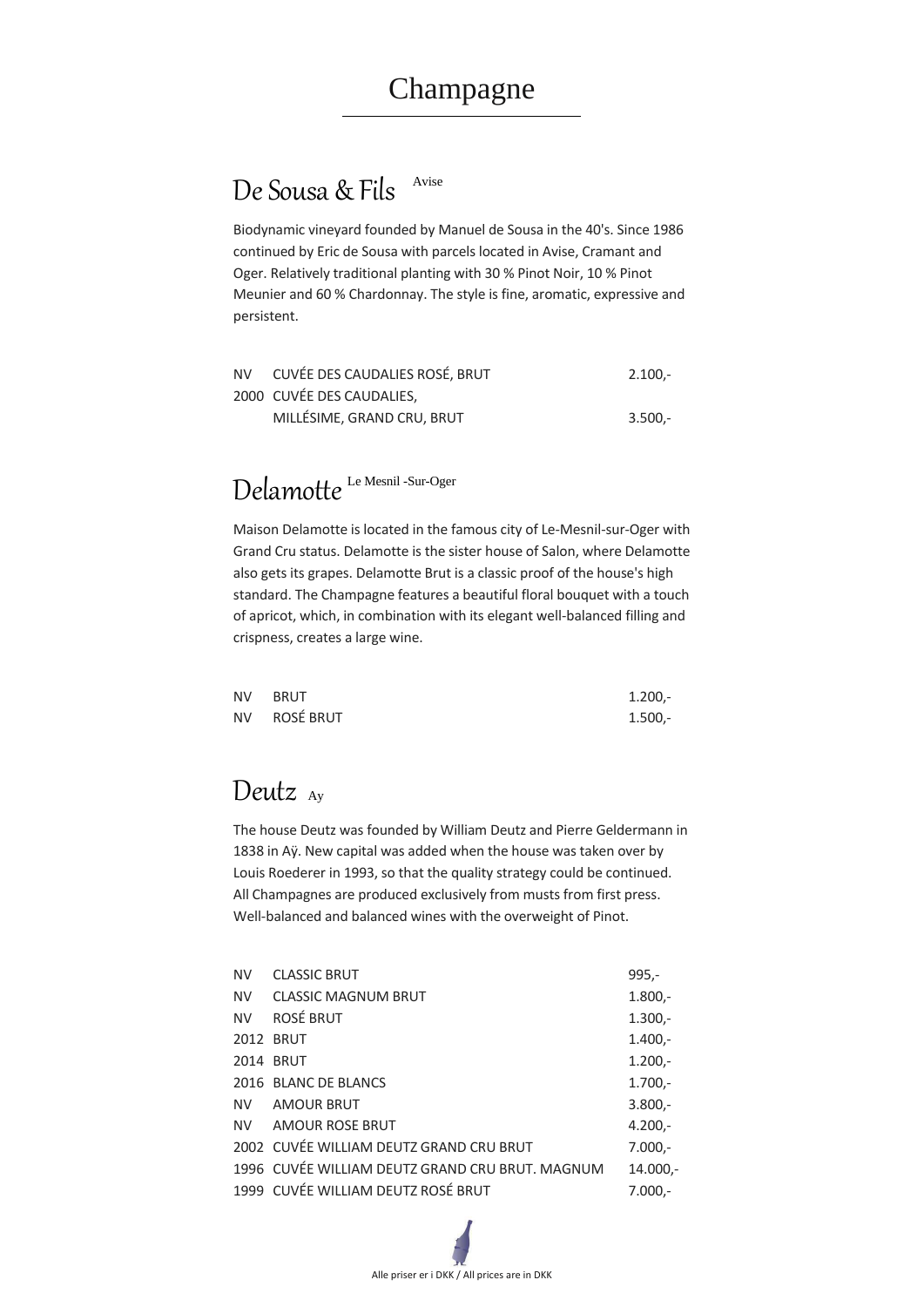# Champagne

## De Sousa & Fils Avise

Biodynamic vineyard founded by Manuel de Sousa in the 40's. Since 1986 continued by Eric de Sousa with parcels located in Avise, Cramant and Oger. Relatively traditional planting with 30 % Pinot Noir, 10 % Pinot Meunier and 60 % Chardonnay. The style is fine, aromatic, expressive and persistent.

| | | |
|---|---|---|
| NV | CUVÉE DES CAUDALIES ROSÉ, BRUT | 2.100,- |
| 2000 | CUVÉE DES CAUDALIES, MILLÉSIME, GRAND CRU, BRUT | 3.500,- |

## Delamotte Le Mesnil -Sur-Oger

Maison Delamotte is located in the famous city of Le-Mesnil-sur-Oger with Grand Cru status. Delamotte is the sister house of Salon, where Delamotte also gets its grapes. Delamotte Brut is a classic proof of the house's high standard. The Champagne features a beautiful floral bouquet with a touch of apricot, which, in combination with its elegant well-balanced filling and crispness, creates a large wine.

| | | |
|---|---|---|
| NV | BRUT | 1.200,- |
| NV | ROSÉ BRUT | 1.500,- |

## Deutz Ay

The house Deutz was founded by William Deutz and Pierre Geldermann in 1838 in Aÿ. New capital was added when the house was taken over by Louis Roederer in 1993, so that the quality strategy could be continued. All Champagnes are produced exclusively from musts from first press. Well-balanced and balanced wines with the overweight of Pinot.

| | | |
|---|---|---|
| NV | CLASSIC BRUT | 995,- |
| NV | CLASSIC MAGNUM BRUT | 1.800,- |
| NV | ROSÉ BRUT | 1.300,- |
| 2012 | BRUT | 1.400,- |
| 2014 | BRUT | 1.200,- |
| 2016 | BLANC DE BLANCS | 1.700,- |
| NV | AMOUR BRUT | 3.800,- |
| NV | AMOUR ROSE BRUT | 4.200,- |
| 2002 | CUVÉE WILLIAM DEUTZ GRAND CRU BRUT | 7.000,- |
| 1996 | CUVÉE WILLIAM DEUTZ GRAND CRU BRUT. MAGNUM | 14.000,- |
| 1999 | CUVÉE WILLIAM DEUTZ ROSÉ BRUT | 7.000,- |

Alle priser er i DKK / All prices are in DKK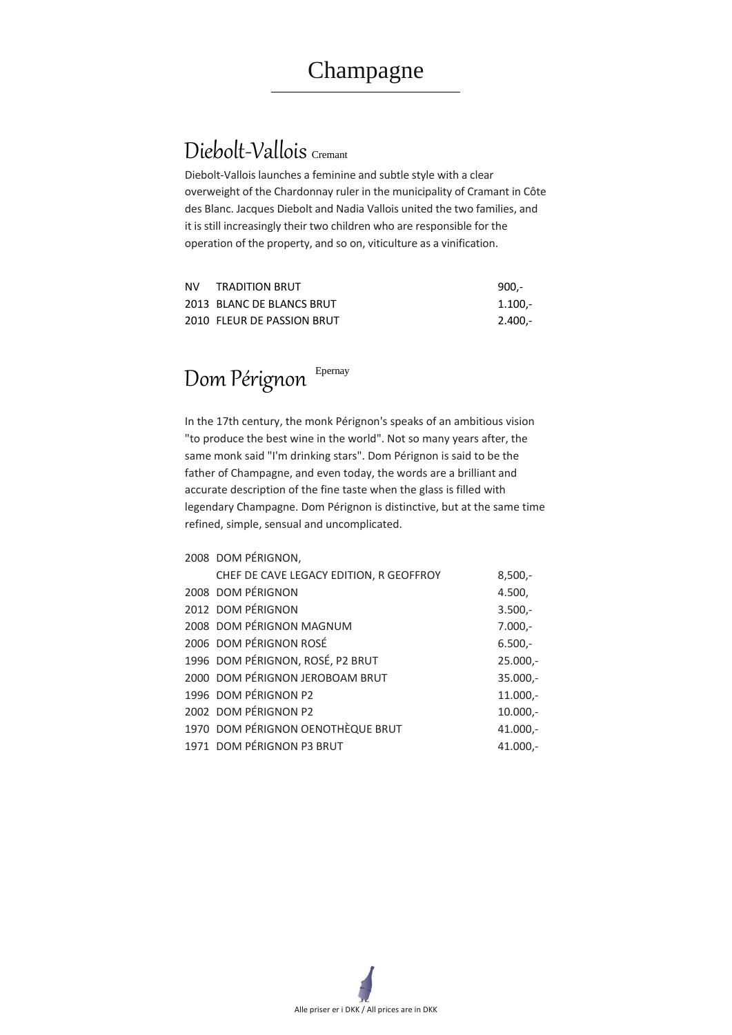# Champagne

## Diebolt-Vallois Cremant

Diebolt-Vallois launches a feminine and subtle style with a clear overweight of the Chardonnay ruler in the municipality of Cramant in Côte des Blanc. Jacques Diebolt and Nadia Vallois united the two families, and it is still increasingly their two children who are responsible for the operation of the property, and so on, viticulture as a vinification.

| | | |
|---|---|---|
| NV | TRADITION BRUT | 900,- |
| 2013 | BLANC DE BLANCS BRUT | 1.100,- |
| 2010 | FLEUR DE PASSION BRUT | 2.400,- |

## Dom Pérignon Epernay

In the 17th century, the monk Pérignon's speaks of an ambitious vision "to produce the best wine in the world". Not so many years after, the same monk said "I'm drinking stars". Dom Pérignon is said to be the father of Champagne, and even today, the words are a brilliant and accurate description of the fine taste when the glass is filled with legendary Champagne. Dom Pérignon is distinctive, but at the same time refined, simple, sensual and uncomplicated.

| | | |
|---|---|---|
| 2008 | DOM PÉRIGNON, CHEF DE CAVE LEGACY EDITION, R GEOFFROY | 8,500,- |
| 2008 | DOM PÉRIGNON | 4.500, |
| 2012 | DOM PÉRIGNON | 3.500,- |
| 2008 | DOM PÉRIGNON MAGNUM | 7.000,- |
| 2006 | DOM PÉRIGNON ROSÉ | 6.500,- |
| 1996 | DOM PÉRIGNON, ROSÉ, P2 BRUT | 25.000,- |
| 2000 | DOM PÉRIGNON JEROBOAM BRUT | 35.000,- |
| 1996 | DOM PÉRIGNON P2 | 11.000,- |
| 2002 | DOM PÉRIGNON P2 | 10.000,- |
| 1970 | DOM PÉRIGNON OENOTHÈQUE BRUT | 41.000,- |
| 1971 | DOM PÉRIGNON P3 BRUT | 41.000,- |

Alle priser er i DKK / All prices are in DKK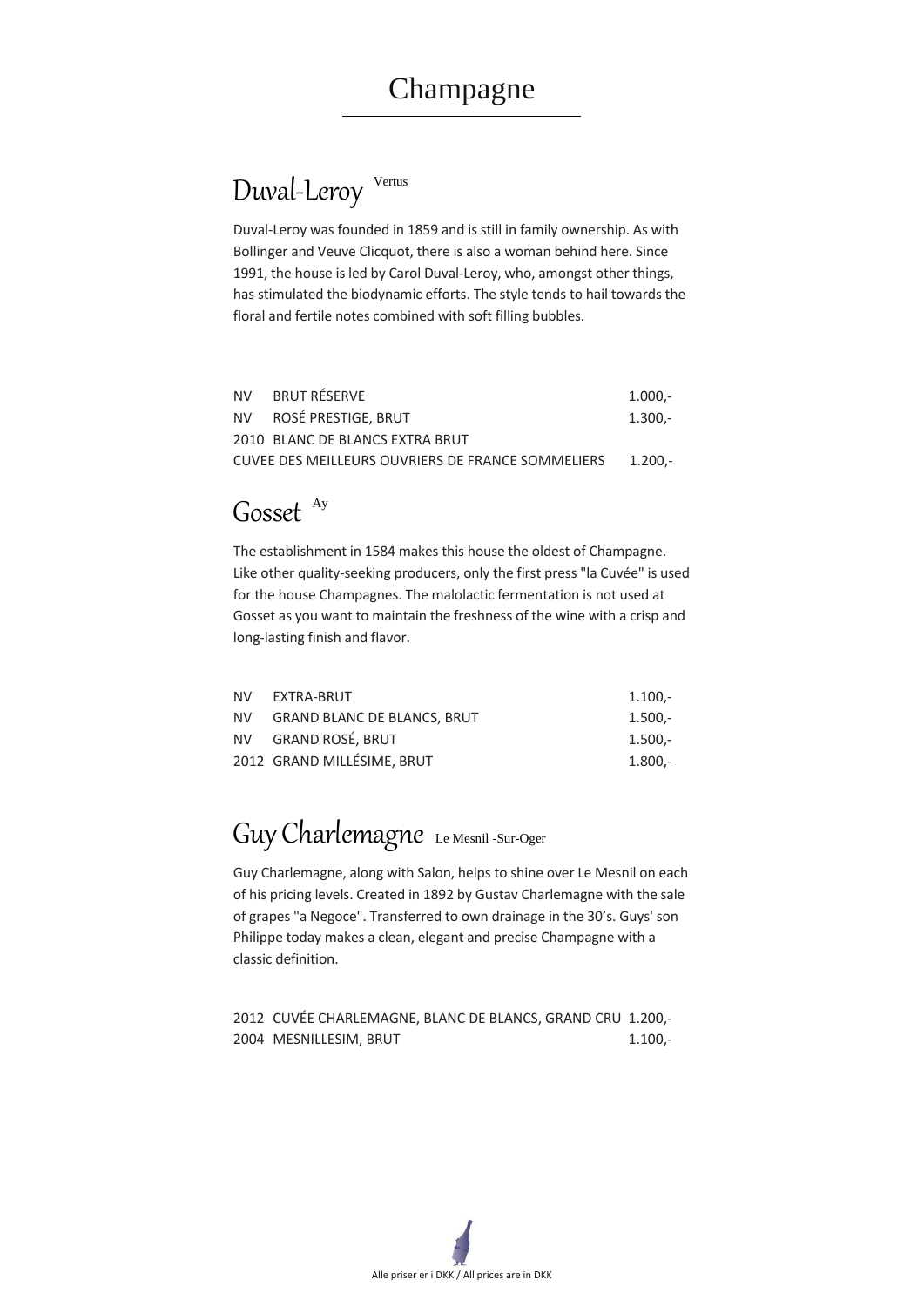# Champagne

## Duval-Leroy Vertus

Duval-Leroy was founded in 1859 and is still in family ownership. As with Bollinger and Veuve Clicquot, there is also a woman behind here. Since 1991, the house is led by Carol Duval-Leroy, who, amongst other things, has stimulated the biodynamic efforts. The style tends to hail towards the floral and fertile notes combined with soft filling bubbles.

| | | |
|---|---|---|
| NV | BRUT RÉSERVE | 1.000,- |
| NV | ROSÉ PRESTIGE, BRUT | 1.300,- |
| 2010 | BLANC DE BLANCS EXTRA BRUT CUVEE DES MEILLEURS OUVRIERS DE FRANCE SOMMELIERS | 1.200,- |

## Gosset Ay

The establishment in 1584 makes this house the oldest of Champagne. Like other quality-seeking producers, only the first press "la Cuvée" is used for the house Champagnes. The malolactic fermentation is not used at Gosset as you want to maintain the freshness of the wine with a crisp and long-lasting finish and flavor.

| | | |
|---|---|---|
| NV | EXTRA-BRUT | 1.100,- |
| NV | GRAND BLANC DE BLANCS, BRUT | 1.500,- |
| NV | GRAND ROSÉ, BRUT | 1.500,- |
| 2012 | GRAND MILLÉSIME, BRUT | 1.800,- |

## Guy Charlemagne Le Mesnil -Sur-Oger

Guy Charlemagne, along with Salon, helps to shine over Le Mesnil on each of his pricing levels. Created in 1892 by Gustav Charlemagne with the sale of grapes "a Negoce". Transferred to own drainage in the 30's. Guys' son Philippe today makes a clean, elegant and precise Champagne with a classic definition.

| | | |
|---|---|---|
| 2012 | CUVÉE CHARLEMAGNE, BLANC DE BLANCS, GRAND CRU | 1.200,- |
| 2004 | MESNILLESIM, BRUT | 1.100,- |

Alle priser er i DKK / All prices are in DKK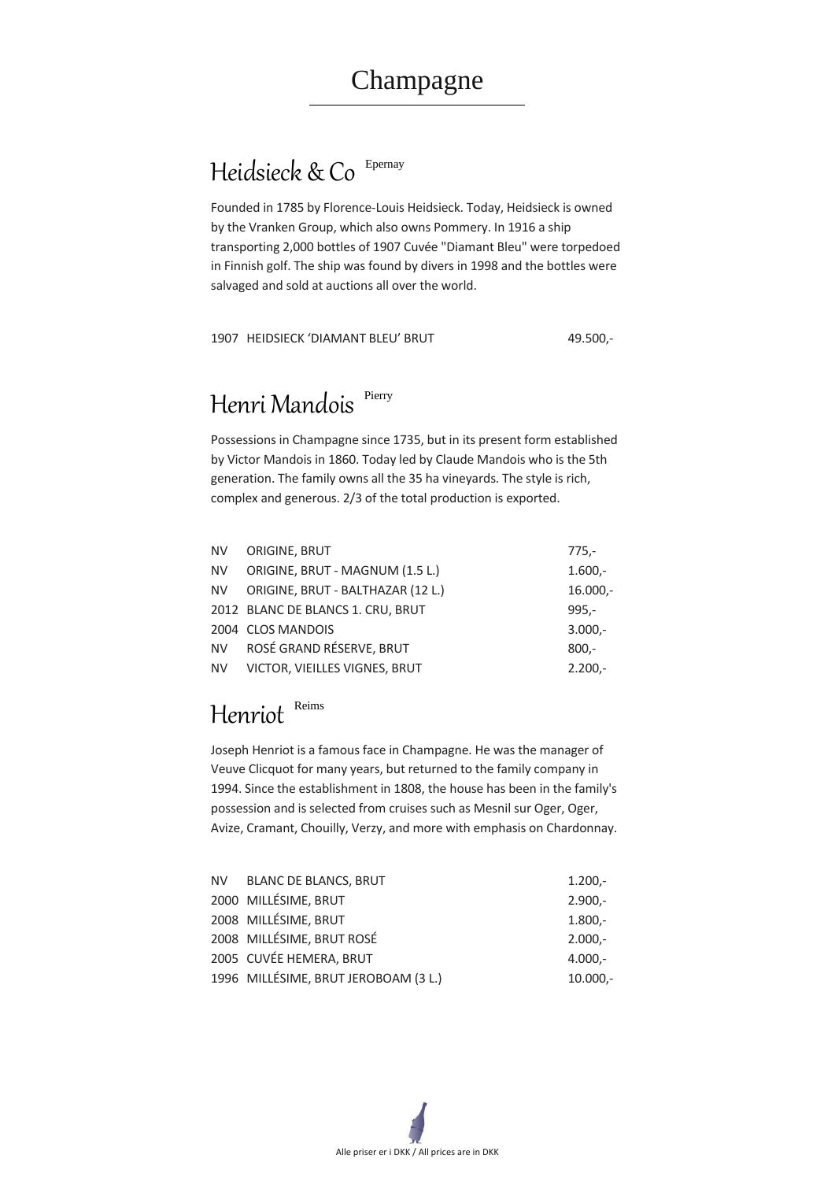# Champagne

## Heidsieck & Co Epernay

Founded in 1785 by Florence-Louis Heidsieck. Today, Heidsieck is owned by the Vranken Group, which also owns Pommery. In 1916 a ship transporting 2,000 bottles of 1907 Cuvée "Diamant Bleu" were torpedoed in Finnish golf. The ship was found by divers in 1998 and the bottles were salvaged and sold at auctions all over the world.

| | | |
|---|---|---|
| 1907 | HEIDSIECK 'DIAMANT BLEU' BRUT | 49.500,- |

## Henri Mandois Pierry

Possessions in Champagne since 1735, but in its present form established by Victor Mandois in 1860. Today led by Claude Mandois who is the 5th generation. The family owns all the 35 ha vineyards. The style is rich, complex and generous. 2/3 of the total production is exported.

| | | |
|---|---|---|
| NV | ORIGINE, BRUT | 775,- |
| NV | ORIGINE, BRUT - MAGNUM (1.5 L.) | 1.600,- |
| NV | ORIGINE, BRUT - BALTHAZAR (12 L.) | 16.000,- |
| 2012 | BLANC DE BLANCS 1. CRU, BRUT | 995,- |
| 2004 | CLOS MANDOIS | 3.000,- |
| NV | ROSÉ GRAND RÉSERVE, BRUT | 800,- |
| NV | VICTOR, VIEILLES VIGNES, BRUT | 2.200,- |

## Henriot Reims

Joseph Henriot is a famous face in Champagne. He was the manager of Veuve Clicquot for many years, but returned to the family company in 1994. Since the establishment in 1808, the house has been in the family's possession and is selected from cruises such as Mesnil sur Oger, Oger, Avize, Cramant, Chouilly, Verzy, and more with emphasis on Chardonnay.

| | | |
|---|---|---|
| NV | BLANC DE BLANCS, BRUT | 1.200,- |
| 2000 | MILLÉSIME, BRUT | 2.900,- |
| 2008 | MILLÉSIME, BRUT | 1.800,- |
| 2008 | MILLÉSIME, BRUT ROSÉ | 2.000,- |
| 2005 | CUVÉE HEMERA, BRUT | 4.000,- |
| 1996 | MILLÉSIME, BRUT JEROBOAM (3 L.) | 10.000,- |

Alle priser er i DKK / All prices are in DKK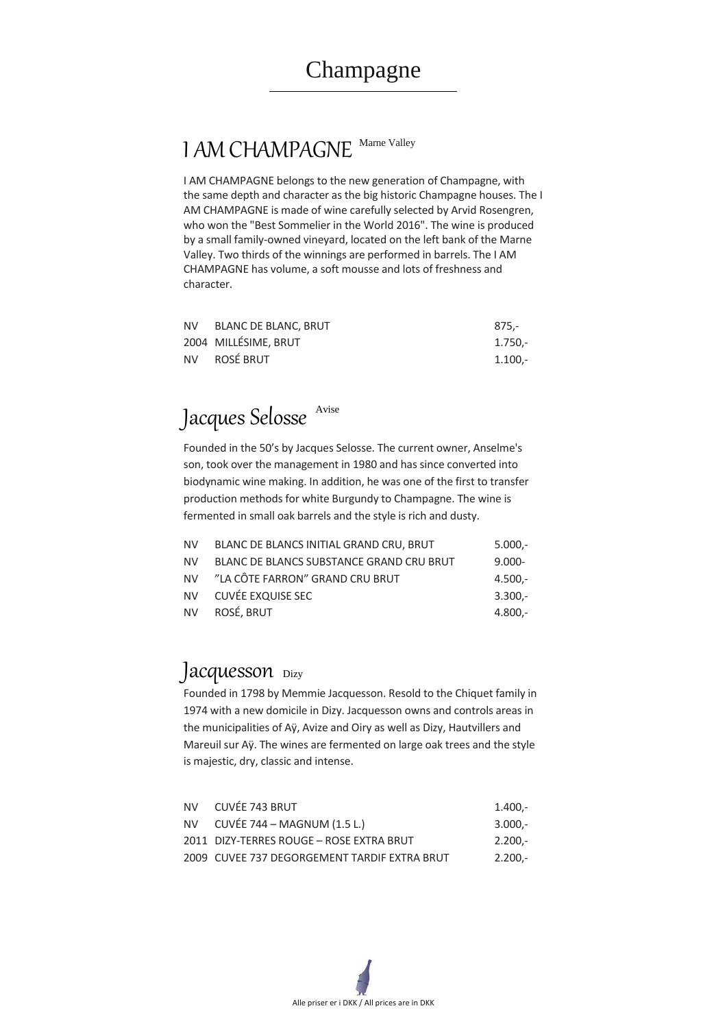# Champagne

## I AM CHAMPAGNE Marne Valley

I AM CHAMPAGNE belongs to the new generation of Champagne, with the same depth and character as the big historic Champagne houses. The I AM CHAMPAGNE is made of wine carefully selected by Arvid Rosengren, who won the "Best Sommelier in the World 2016". The wine is produced by a small family-owned vineyard, located on the left bank of the Marne Valley. Two thirds of the winnings are performed in barrels. The I AM CHAMPAGNE has volume, a soft mousse and lots of freshness and character.

| | | |
|---|---|---|
| NV | BLANC DE BLANC, BRUT | 875,- |
| 2004 | MILLÉSIME, BRUT | 1.750,- |
| NV | ROSÉ BRUT | 1.100,- |

## Jacques Selosse Avise

Founded in the 50's by Jacques Selosse. The current owner, Anselme's son, took over the management in 1980 and has since converted into biodynamic wine making. In addition, he was one of the first to transfer production methods for white Burgundy to Champagne. The wine is fermented in small oak barrels and the style is rich and dusty.

| | | |
|---|---|---|
| NV | BLANC DE BLANCS INITIAL GRAND CRU, BRUT | 5.000,- |
| NV | BLANC DE BLANCS SUBSTANCE GRAND CRU BRUT | 9.000- |
| NV | "LA CÔTE FARRON" GRAND CRU BRUT | 4.500,- |
| NV | CUVÉE EXQUISE SEC | 3.300,- |
| NV | ROSÉ, BRUT | 4.800,- |

## Jacquesson Dizy

Founded in 1798 by Memmie Jacquesson. Resold to the Chiquet family in 1974 with a new domicile in Dizy. Jacquesson owns and controls areas in the municipalities of Aÿ, Avize and Oiry as well as Dizy, Hautvillers and Mareuil sur Aÿ. The wines are fermented on large oak trees and the style is majestic, dry, classic and intense.

| | | |
|---|---|---|
| NV | CUVÉE 743 BRUT | 1.400,- |
| NV | CUVÉE 744 – MAGNUM (1.5 L.) | 3.000,- |
| 2011 | DIZY-TERRES ROUGE – ROSE EXTRA BRUT | 2.200,- |
| 2009 | CUVEE 737 DEGORGEMENT TARDIF EXTRA BRUT | 2.200,- |

Alle priser er i DKK / All prices are in DKK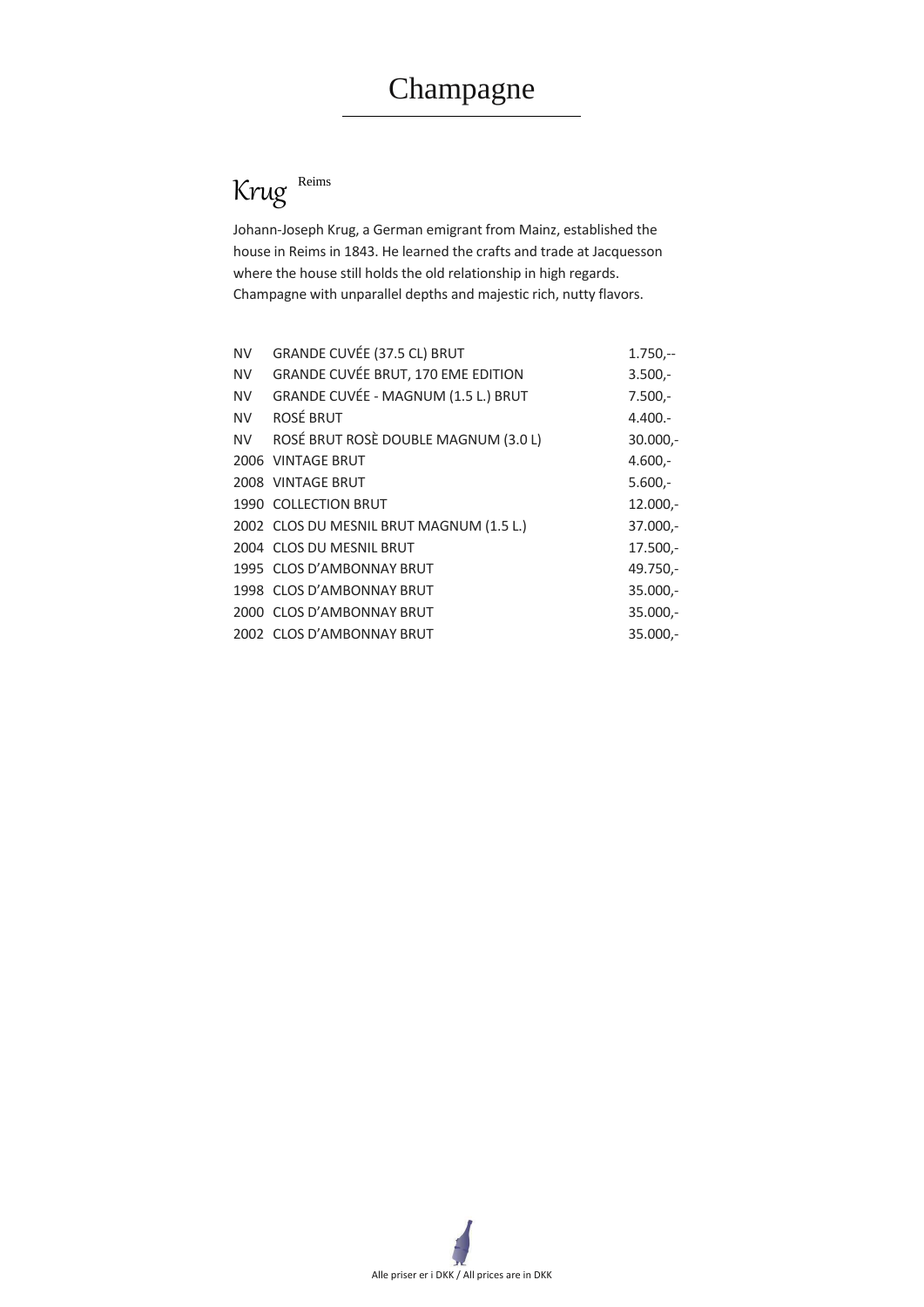# Champagne

## Krug Reims

Johann-Joseph Krug, a German emigrant from Mainz, established the house in Reims in 1843. He learned the crafts and trade at Jacquesson where the house still holds the old relationship in high regards. Champagne with unparallel depths and majestic rich, nutty flavors.

| | | |
|---|---|---|
| NV | GRANDE CUVÉE (37.5 CL) BRUT | 1.750,-- |
| NV | GRANDE CUVÉE BRUT, 170 EME EDITION | 3.500,- |
| NV | GRANDE CUVÉE - MAGNUM (1.5 L.) BRUT | 7.500,- |
| NV | ROSÉ BRUT | 4.400.- |
| NV | ROSÉ BRUT ROSÈ DOUBLE MAGNUM (3.0 L) | 30.000,- |
| 2006 | VINTAGE BRUT | 4.600,- |
| 2008 | VINTAGE BRUT | 5.600,- |
| 1990 | COLLECTION BRUT | 12.000,- |
| 2002 | CLOS DU MESNIL BRUT MAGNUM (1.5 L.) | 37.000,- |
| 2004 | CLOS DU MESNIL BRUT | 17.500,- |
| 1995 | CLOS D'AMBONNAY BRUT | 49.750,- |
| 1998 | CLOS D'AMBONNAY BRUT | 35.000,- |
| 2000 | CLOS D'AMBONNAY BRUT | 35.000,- |
| 2002 | CLOS D'AMBONNAY BRUT | 35.000,- |

Alle priser er i DKK / All prices are in DKK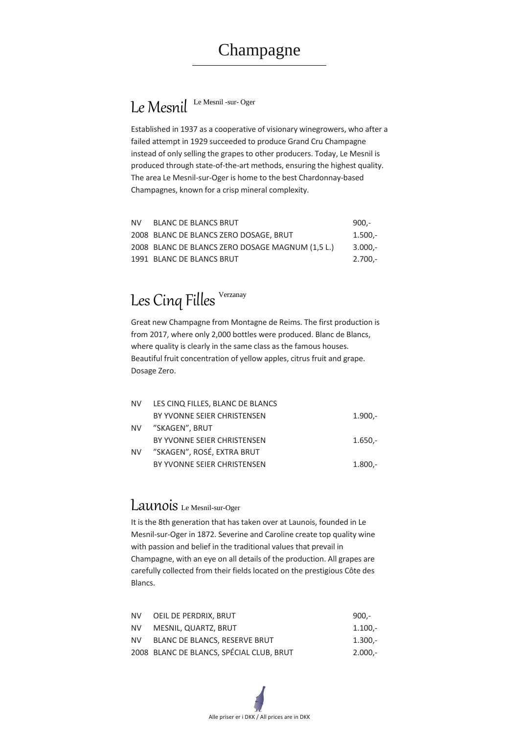# Champagne

## Le Mesnil Le Mesnil -sur- Oger

Established in 1937 as a cooperative of visionary winegrowers, who after a failed attempt in 1929 succeeded to produce Grand Cru Champagne instead of only selling the grapes to other producers. Today, Le Mesnil is produced through state-of-the-art methods, ensuring the highest quality. The area Le Mesnil-sur-Oger is home to the best Chardonnay-based Champagnes, known for a crisp mineral complexity.

| | | |
|---|---|---|
| NV | BLANC DE BLANCS BRUT | 900,- |
| 2008 | BLANC DE BLANCS ZERO DOSAGE, BRUT | 1.500,- |
| 2008 | BLANC DE BLANCS ZERO DOSAGE MAGNUM (1,5 L.) | 3.000,- |
| 1991 | BLANC DE BLANCS BRUT | 2.700,- |

## Les Cinq Filles Verzanay

Great new Champagne from Montagne de Reims. The first production is from 2017, where only 2,000 bottles were produced. Blanc de Blancs, where quality is clearly in the same class as the famous houses. Beautiful fruit concentration of yellow apples, citrus fruit and grape. Dosage Zero.

| | | |
|---|---|---|
| NV | LES CINQ FILLES, BLANC DE BLANCS BY YVONNE SEIER CHRISTENSEN | 1.900,- |
| NV | "SKAGEN", BRUT BY YVONNE SEIER CHRISTENSEN | 1.650,- |
| NV | "SKAGEN", ROSÉ, EXTRA BRUT BY YVONNE SEIER CHRISTENSEN | 1.800,- |

## Launois Le Mesnil-sur-Oger

It is the 8th generation that has taken over at Launois, founded in Le Mesnil-sur-Oger in 1872. Severine and Caroline create top quality wine with passion and belief in the traditional values that prevail in Champagne, with an eye on all details of the production. All grapes are carefully collected from their fields located on the prestigious Côte des Blancs.

| | | |
|---|---|---|
| NV | OEIL DE PERDRIX, BRUT | 900,- |
| NV | MESNIL, QUARTZ, BRUT | 1.100,- |
| NV | BLANC DE BLANCS, RESERVE BRUT | 1.300,- |
| 2008 | BLANC DE BLANCS, SPÉCIAL CLUB, BRUT | 2.000,- |

Alle priser er i DKK / All prices are in DKK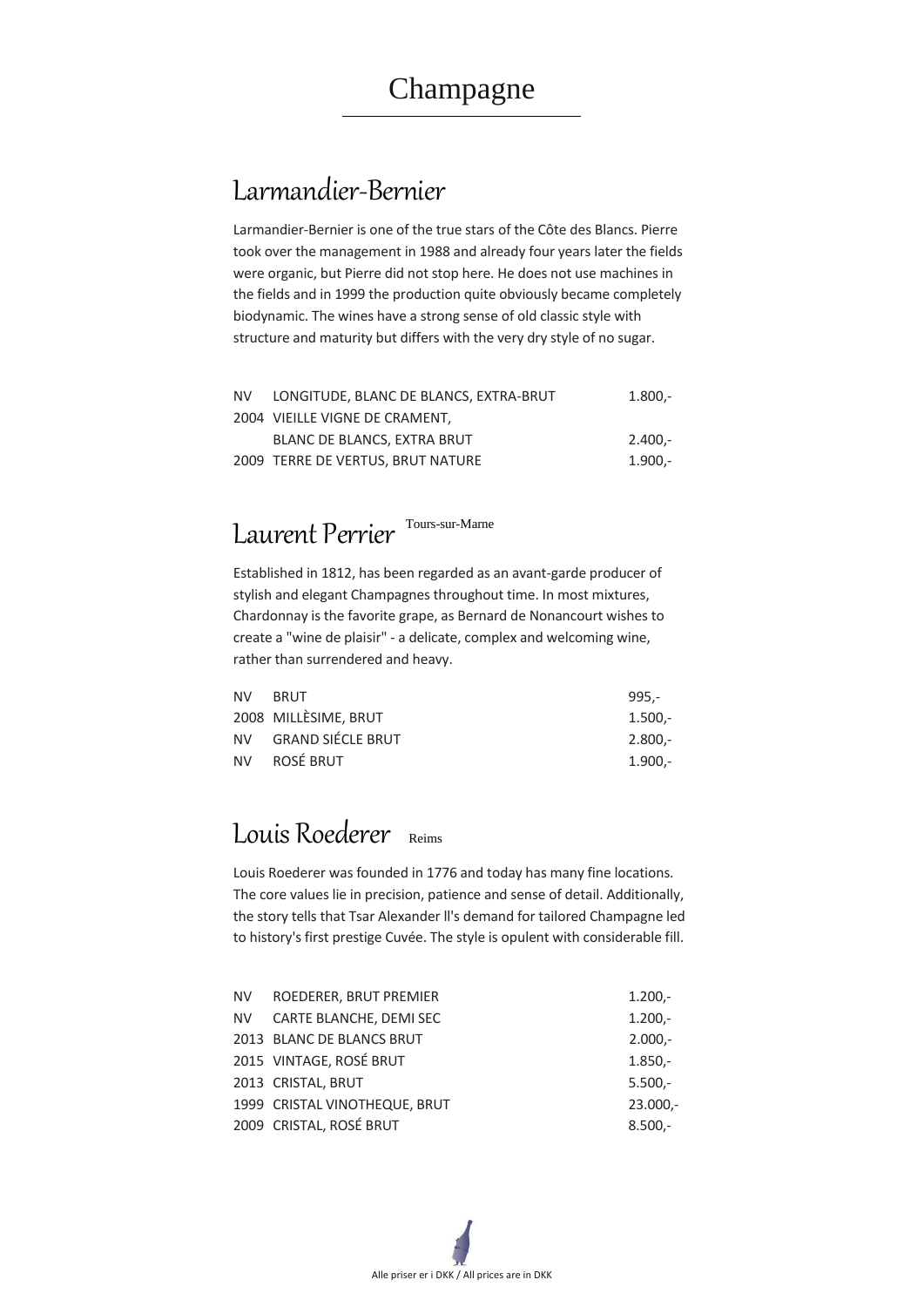# Champagne

## Larmandier-Bernier

Larmandier-Bernier is one of the true stars of the Côte des Blancs. Pierre took over the management in 1988 and already four years later the fields were organic, but Pierre did not stop here. He does not use machines in the fields and in 1999 the production quite obviously became completely biodynamic. The wines have a strong sense of old classic style with structure and maturity but differs with the very dry style of no sugar.

| | | |
|---|---|---|
| NV | LONGITUDE, BLANC DE BLANCS, EXTRA-BRUT | 1.800,- |
| 2004 | VIEILLE VIGNE DE CRAMENT, BLANC DE BLANCS, EXTRA BRUT | 2.400,- |
| 2009 | TERRE DE VERTUS, BRUT NATURE | 1.900,- |

## Laurent Perrier Tours-sur-Marne

Established in 1812, has been regarded as an avant-garde producer of stylish and elegant Champagnes throughout time. In most mixtures, Chardonnay is the favorite grape, as Bernard de Nonancourt wishes to create a "wine de plaisir" - a delicate, complex and welcoming wine, rather than surrendered and heavy.

| | | |
|---|---|---|
| NV | BRUT | 995,- |
| 2008 | MILLÈSIME, BRUT | 1.500,- |
| NV | GRAND SIÉCLE BRUT | 2.800,- |
| NV | ROSÉ BRUT | 1.900,- |

## Louis Roederer Reims

Louis Roederer was founded in 1776 and today has many fine locations. The core values lie in precision, patience and sense of detail. Additionally, the story tells that Tsar Alexander ll's demand for tailored Champagne led to history's first prestige Cuvée. The style is opulent with considerable fill.

| | | |
|---|---|---|
| NV | ROEDERER, BRUT PREMIER | 1.200,- |
| NV | CARTE BLANCHE, DEMI SEC | 1.200,- |
| 2013 | BLANC DE BLANCS BRUT | 2.000,- |
| 2015 | VINTAGE, ROSÉ BRUT | 1.850,- |
| 2013 | CRISTAL, BRUT | 5.500,- |
| 1999 | CRISTAL VINOTHEQUE, BRUT | 23.000,- |
| 2009 | CRISTAL, ROSÉ BRUT | 8.500,- |

Alle priser er i DKK / All prices are in DKK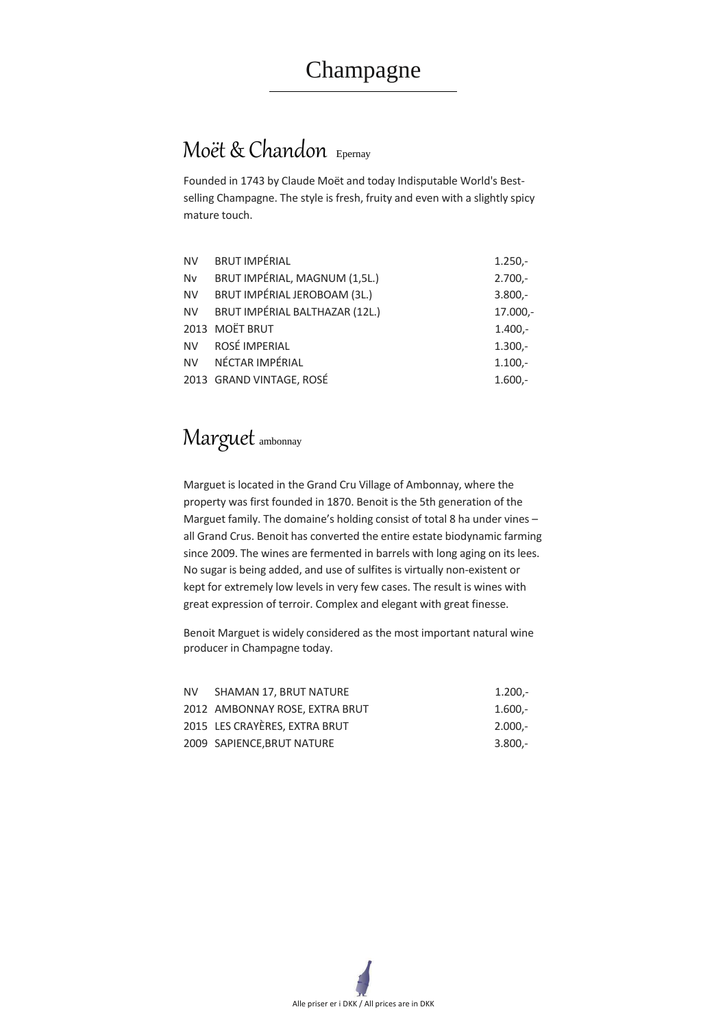# Champagne

## Moët & Chandon Epernay

Founded in 1743 by Claude Moët and today Indisputable World's Best-selling Champagne. The style is fresh, fruity and even with a slightly spicy mature touch.

| | | |
|---|---|---|
| NV | BRUT IMPÉRIAL | 1.250,- |
| Nv | BRUT IMPÉRIAL, MAGNUM (1,5L.) | 2.700,- |
| NV | BRUT IMPÉRIAL JEROBOAM (3L.) | 3.800,- |
| NV | BRUT IMPÉRIAL BALTHAZAR (12L.) | 17.000,- |
| 2013 | MOËT BRUT | 1.400,- |
| NV | ROSÉ IMPERIAL | 1.300,- |
| NV | NÉCTAR IMPÉRIAL | 1.100,- |
| 2013 | GRAND VINTAGE, ROSÉ | 1.600,- |

## Marguet ambonnay

Marguet is located in the Grand Cru Village of Ambonnay, where the property was first founded in 1870. Benoit is the 5th generation of the Marguet family. The domaine's holding consist of total 8 ha under vines – all Grand Crus. Benoit has converted the entire estate biodynamic farming since 2009. The wines are fermented in barrels with long aging on its lees. No sugar is being added, and use of sulfites is virtually non-existent or kept for extremely low levels in very few cases. The result is wines with great expression of terroir. Complex and elegant with great finesse.

Benoit Marguet is widely considered as the most important natural wine producer in Champagne today.

| | | |
|---|---|---|
| NV | SHAMAN 17, BRUT NATURE | 1.200,- |
| 2012 | AMBONNAY ROSE, EXTRA BRUT | 1.600,- |
| 2015 | LES CRAYÈRES, EXTRA BRUT | 2.000,- |
| 2009 | SAPIENCE,BRUT NATURE | 3.800,- |

Alle priser er i DKK / All prices are in DKK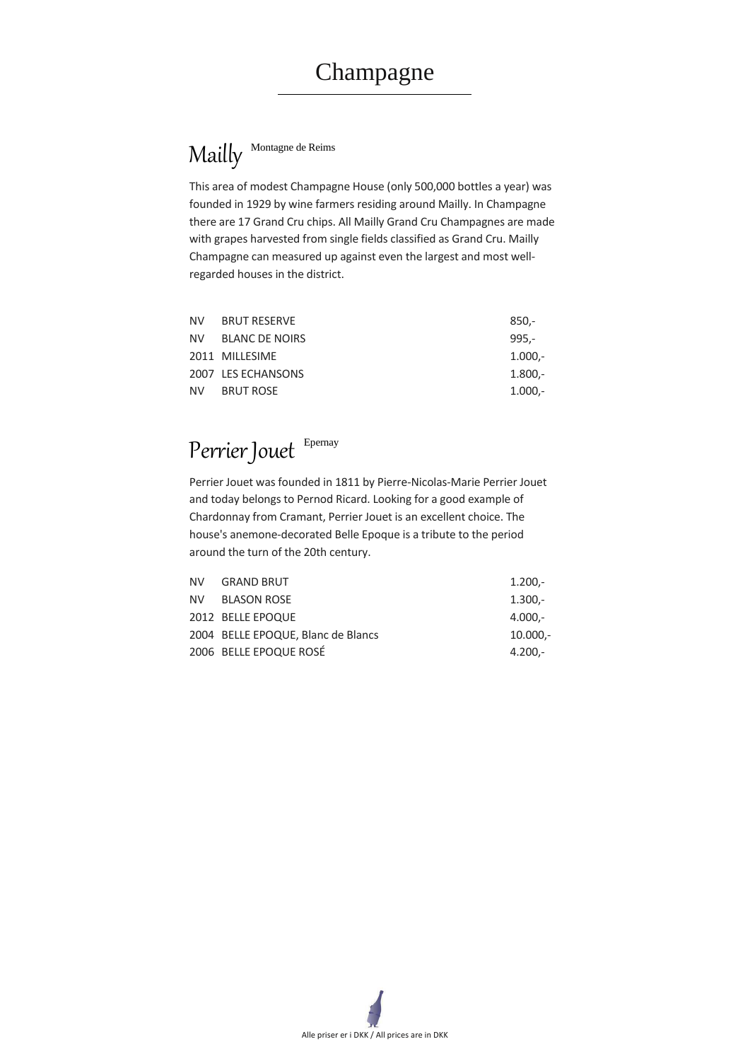# Champagne

## Mailly Montagne de Reims

This area of modest Champagne House (only 500,000 bottles a year) was founded in 1929 by wine farmers residing around Mailly. In Champagne there are 17 Grand Cru chips. All Mailly Grand Cru Champagnes are made with grapes harvested from single fields classified as Grand Cru. Mailly Champagne can measured up against even the largest and most well-regarded houses in the district.

| | | |
|---|---|---|
| NV | BRUT RESERVE | 850,- |
| NV | BLANC DE NOIRS | 995,- |
| 2011 | MILLESIME | 1.000,- |
| 2007 | LES ECHANSONS | 1.800,- |
| NV | BRUT ROSE | 1.000,- |

## Perrier Jouet Epernay

Perrier Jouet was founded in 1811 by Pierre-Nicolas-Marie Perrier Jouet and today belongs to Pernod Ricard. Looking for a good example of Chardonnay from Cramant, Perrier Jouet is an excellent choice. The house's anemone-decorated Belle Epoque is a tribute to the period around the turn of the 20th century.

| | | |
|---|---|---|
| NV | GRAND BRUT | 1.200,- |
| NV | BLASON ROSE | 1.300,- |
| 2012 | BELLE EPOQUE | 4.000,- |
| 2004 | BELLE EPOQUE, Blanc de Blancs | 10.000,- |
| 2006 | BELLE EPOQUE ROSÉ | 4.200,- |

Alle priser er i DKK / All prices are in DKK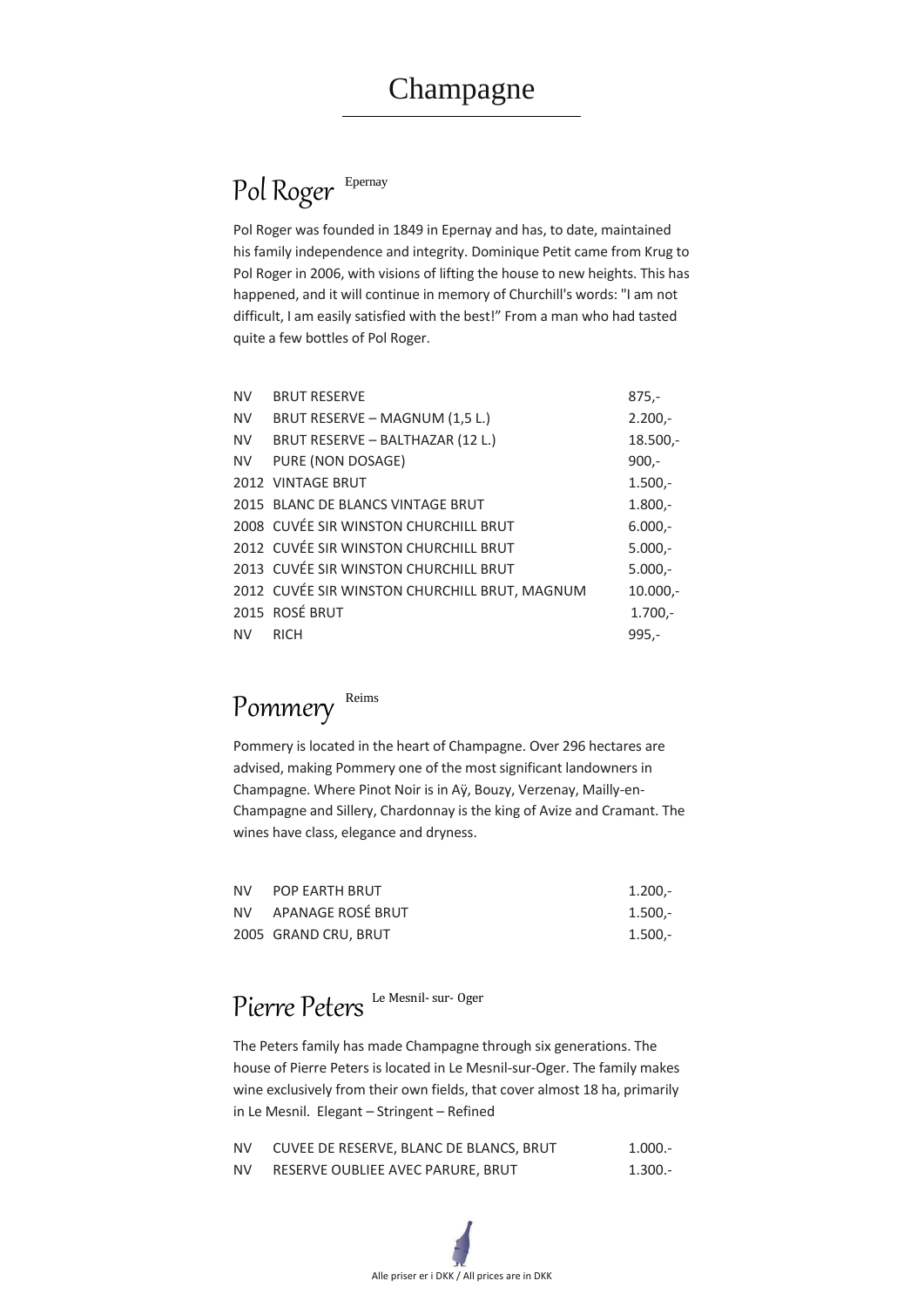# Champagne

## Pol Roger Epernay

Pol Roger was founded in 1849 in Epernay and has, to date, maintained his family independence and integrity. Dominique Petit came from Krug to Pol Roger in 2006, with visions of lifting the house to new heights. This has happened, and it will continue in memory of Churchill's words: "I am not difficult, I am easily satisfied with the best!" From a man who had tasted quite a few bottles of Pol Roger.

| | | |
|---|---|---|
| NV | BRUT RESERVE | 875,- |
| NV | BRUT RESERVE – MAGNUM (1,5 L.) | 2.200,- |
| NV | BRUT RESERVE – BALTHAZAR (12 L.) | 18.500,- |
| NV | PURE (NON DOSAGE) | 900,- |
| 2012 | VINTAGE BRUT | 1.500,- |
| 2015 | BLANC DE BLANCS VINTAGE BRUT | 1.800,- |
| 2008 | CUVÉE SIR WINSTON CHURCHILL BRUT | 6.000,- |
| 2012 | CUVÉE SIR WINSTON CHURCHILL BRUT | 5.000,- |
| 2013 | CUVÉE SIR WINSTON CHURCHILL BRUT | 5.000,- |
| 2012 | CUVÉE SIR WINSTON CHURCHILL BRUT, MAGNUM | 10.000,- |
| 2015 | ROSÉ BRUT | 1.700,- |
| NV | RICH | 995,- |

## Pommery Reims

Pommery is located in the heart of Champagne. Over 296 hectares are advised, making Pommery one of the most significant landowners in Champagne. Where Pinot Noir is in Aÿ, Bouzy, Verzenay, Mailly-en-Champagne and Sillery, Chardonnay is the king of Avize and Cramant. The wines have class, elegance and dryness.

| | | |
|---|---|---|
| NV | POP EARTH BRUT | 1.200,- |
| NV | APANAGE ROSÉ BRUT | 1.500,- |
| 2005 | GRAND CRU, BRUT | 1.500,- |

## Pierre Peters Le Mesnil- sur- Oger

The Peters family has made Champagne through six generations. The house of Pierre Peters is located in Le Mesnil-sur-Oger. The family makes wine exclusively from their own fields, that cover almost 18 ha, primarily in Le Mesnil. Elegant – Stringent – Refined

| | | |
|---|---|---|
| NV | CUVEE DE RESERVE, BLANC DE BLANCS, BRUT | 1.000.- |
| NV | RESERVE OUBLIEE AVEC PARURE, BRUT | 1.300.- |

Alle priser er i DKK / All prices are in DKK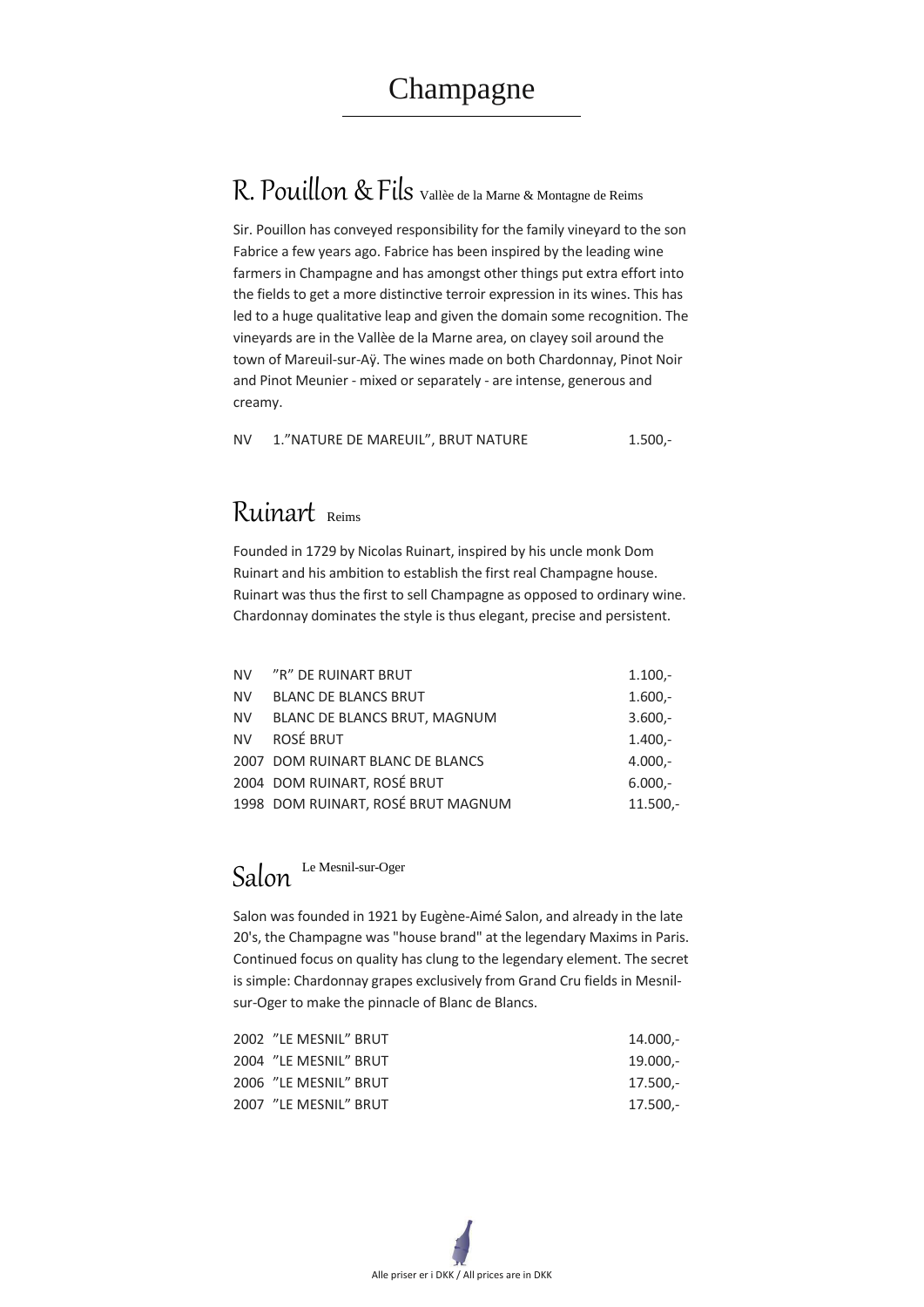# Champagne

## R. Pouillon & Fils Vallèe de la Marne & Montagne de Reims

Sir. Pouillon has conveyed responsibility for the family vineyard to the son Fabrice a few years ago. Fabrice has been inspired by the leading wine farmers in Champagne and has amongst other things put extra effort into the fields to get a more distinctive terroir expression in its wines. This has led to a huge qualitative leap and given the domain some recognition. The vineyards are in the Vallèe de la Marne area, on clayey soil around the town of Mareuil-sur-Aÿ. The wines made on both Chardonnay, Pinot Noir and Pinot Meunier - mixed or separately - are intense, generous and creamy.

| | | |
|---|---|---|
| NV | 1."NATURE DE MAREUIL", BRUT NATURE | 1.500,- |

## Ruinart Reims

Founded in 1729 by Nicolas Ruinart, inspired by his uncle monk Dom Ruinart and his ambition to establish the first real Champagne house. Ruinart was thus the first to sell Champagne as opposed to ordinary wine. Chardonnay dominates the style is thus elegant, precise and persistent.

| | | |
|---|---|---|
| NV | "R" DE RUINART BRUT | 1.100,- |
| NV | BLANC DE BLANCS BRUT | 1.600,- |
| NV | BLANC DE BLANCS BRUT, MAGNUM | 3.600,- |
| NV | ROSÉ BRUT | 1.400,- |
| 2007 | DOM RUINART BLANC DE BLANCS | 4.000,- |
| 2004 | DOM RUINART, ROSÉ BRUT | 6.000,- |
| 1998 | DOM RUINART, ROSÉ BRUT MAGNUM | 11.500,- |

## Salon Le Mesnil-sur-Oger

Salon was founded in 1921 by Eugène-Aimé Salon, and already in the late 20's, the Champagne was "house brand" at the legendary Maxims in Paris. Continued focus on quality has clung to the legendary element. The secret is simple: Chardonnay grapes exclusively from Grand Cru fields in Mesnil-sur-Oger to make the pinnacle of Blanc de Blancs.

| | | |
|---|---|---|
| 2002 | "LE MESNIL" BRUT | 14.000,- |
| 2004 | "LE MESNIL" BRUT | 19.000,- |
| 2006 | "LE MESNIL" BRUT | 17.500,- |
| 2007 | "LE MESNIL" BRUT | 17.500,- |

Alle priser er i DKK / All prices are in DKK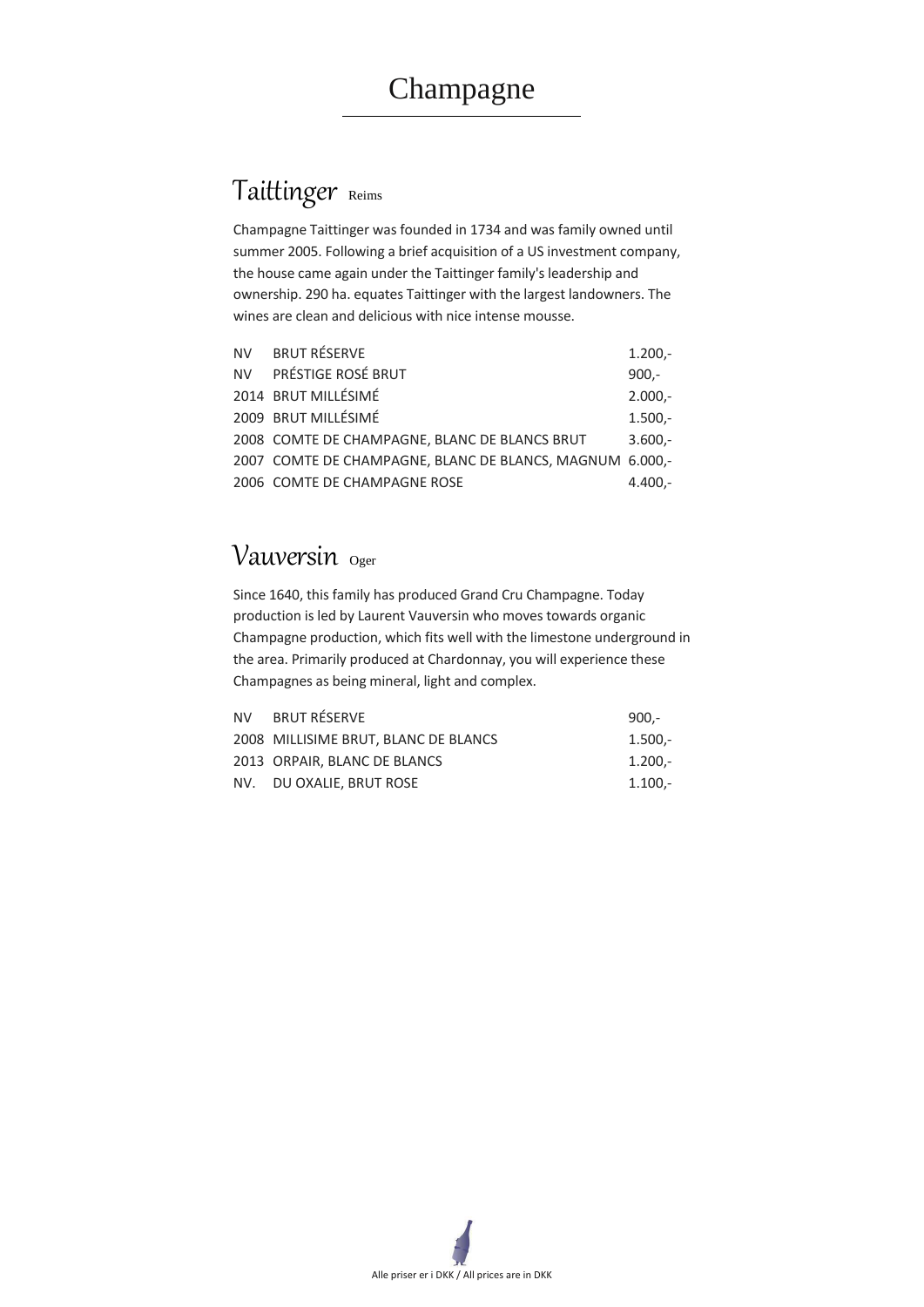# Champagne

## Taittinger Reims

Champagne Taittinger was founded in 1734 and was family owned until summer 2005. Following a brief acquisition of a US investment company, the house came again under the Taittinger family's leadership and ownership. 290 ha. equates Taittinger with the largest landowners. The wines are clean and delicious with nice intense mousse.

| | | |
|---|---|---|
| NV | BRUT RÉSERVE | 1.200,- |
| NV | PRÉSTIGE ROSÉ BRUT | 900,- |
| 2014 | BRUT MILLÉSIMÉ | 2.000,- |
| 2009 | BRUT MILLÉSIMÉ | 1.500,- |
| 2008 | COMTE DE CHAMPAGNE, BLANC DE BLANCS BRUT | 3.600,- |
| 2007 | COMTE DE CHAMPAGNE, BLANC DE BLANCS, MAGNUM | 6.000,- |
| 2006 | COMTE DE CHAMPAGNE ROSE | 4.400,- |

## Vauversin Oger

Since 1640, this family has produced Grand Cru Champagne. Today production is led by Laurent Vauversin who moves towards organic Champagne production, which fits well with the limestone underground in the area. Primarily produced at Chardonnay, you will experience these Champagnes as being mineral, light and complex.

| | | |
|---|---|---|
| NV | BRUT RÉSERVE | 900,- |
| 2008 | MILLISIME BRUT, BLANC DE BLANCS | 1.500,- |
| 2013 | ORPAIR, BLANC DE BLANCS | 1.200,- |
| NV. | DU OXALIE, BRUT ROSE | 1.100,- |

Alle priser er i DKK / All prices are in DKK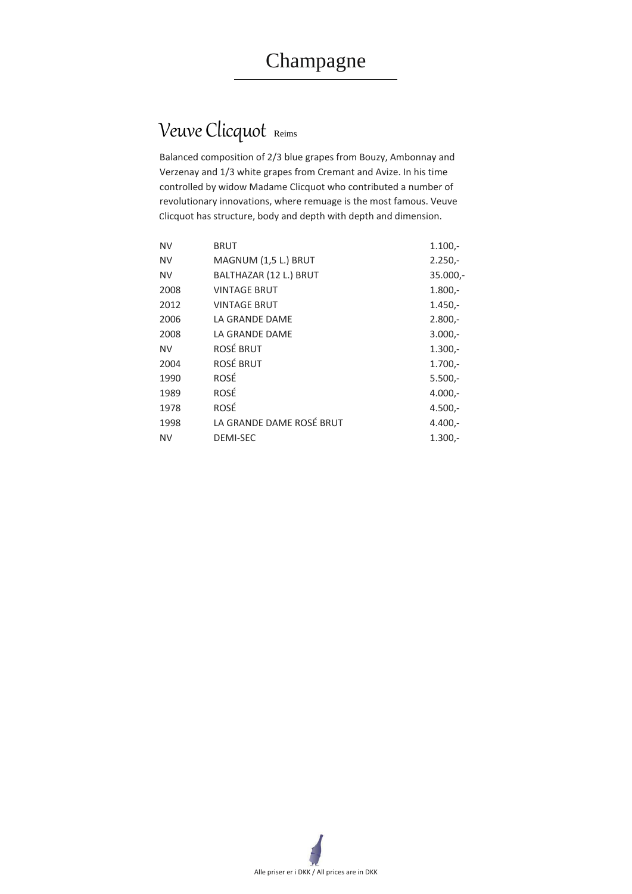# Champagne

## Veuve Clicquot Reims

Balanced composition of 2/3 blue grapes from Bouzy, Ambonnay and Verzenay and 1/3 white grapes from Cremant and Avize. In his time controlled by widow Madame Clicquot who contributed a number of revolutionary innovations, where remuage is the most famous. Veuve Clicquot has structure, body and depth with depth and dimension.

| | | |
|---|---|---|
| NV | BRUT | 1.100,- |
| NV | MAGNUM (1,5 L.) BRUT | 2.250,- |
| NV | BALTHAZAR (12 L.) BRUT | 35.000,- |
| 2008 | VINTAGE BRUT | 1.800,- |
| 2012 | VINTAGE BRUT | 1.450,- |
| 2006 | LA GRANDE DAME | 2.800,- |
| 2008 | LA GRANDE DAME | 3.000,- |
| NV | ROSÉ BRUT | 1.300,- |
| 2004 | ROSÉ BRUT | 1.700,- |
| 1990 | ROSÉ | 5.500,- |
| 1989 | ROSÉ | 4.000,- |
| 1978 | ROSÉ | 4.500,- |
| 1998 | LA GRANDE DAME ROSÉ BRUT | 4.400,- |
| NV | DEMI-SEC | 1.300,- |

Alle priser er i DKK / All prices are in DKK